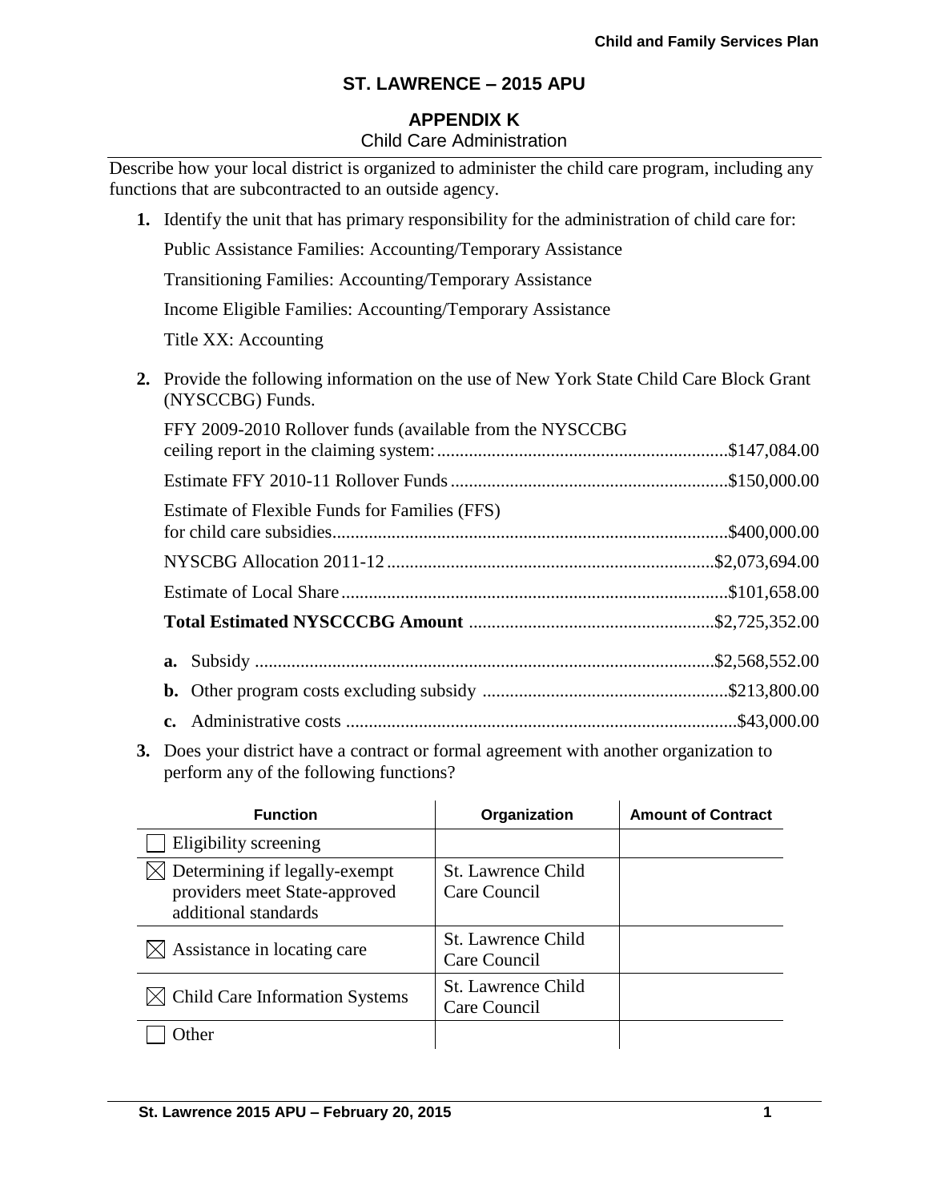# ST. LAWRENCE – 2015 APU

## APPENDIX K

Child Care Administration

Describe how your local district is organized to administer the child care program, including any functions that are subcontracted to an outside agency.

1. Identify the unit that has primary responsibility for the administration of child care for:

   Public Assistance Families: Accounting/Temporary Assistance

   Transitioning Families: Accounting/Temporary Assistance

   Income Eligible Families: Accounting/Temporary Assistance

   Title XX: Accounting

2. Provide the following information on the use of New York State Child Care Block Grant (NYSCCBG) Funds.

   FFY 2009-2010 Rollover funds (available from the NYSCCBG ceiling report in the claiming system: ............ $147,084.00

   Estimate FFY 2010-11 Rollover Funds ............ $150,000.00

   Estimate of Flexible Funds for Families (FFS) for child care subsidies ............ $400,000.00

   NYSCBG Allocation 2011-12 ............ $2,073,694.00

   Estimate of Local Share ............ $101,658.00

   **Total Estimated NYSCCCBG Amount** ............ $2,725,352.00

   **a.** Subsidy ............ $2,568,552.00

   **b.** Other program costs excluding subsidy ............ $213,800.00

   **c.** Administrative costs ............ $43,000.00

3. Does your district have a contract or formal agreement with another organization to perform any of the following functions?

| Function | Organization | Amount of Contract |
|---|---|---|
| ☐ Eligibility screening | | |
| ☒ Determining if legally-exempt providers meet State-approved additional standards | St. Lawrence Child Care Council | |
| ☒ Assistance in locating care | St. Lawrence Child Care Council | |
| ☒ Child Care Information Systems | St. Lawrence Child Care Council | |
| ☐ Other | | |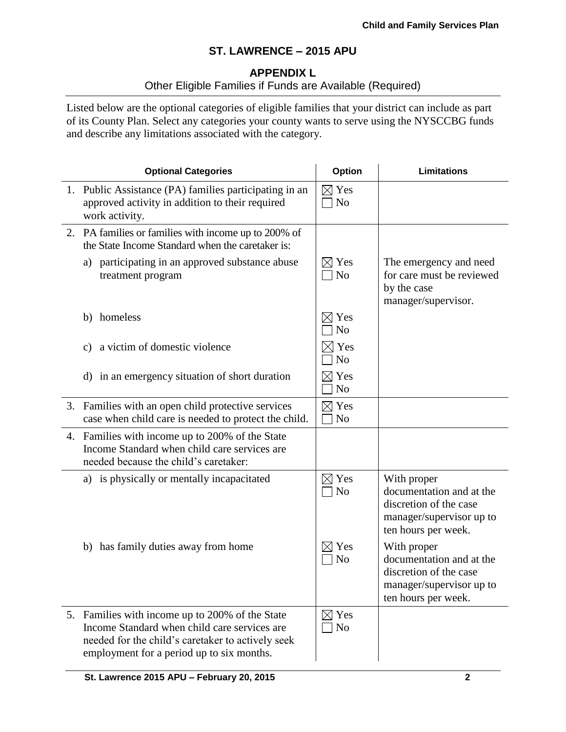## ST. LAWRENCE – 2015 APU

### APPENDIX L

Other Eligible Families if Funds are Available (Required)

Listed below are the optional categories of eligible families that your district can include as part of its County Plan. Select any categories your county wants to serve using the NYSCCBG funds and describe any limitations associated with the category.

| Optional Categories | Option | Limitations |
|---|---|---|
| 1. Public Assistance (PA) families participating in an approved activity in addition to their required work activity. | ☒ Yes ☐ No | |
| 2. PA families or families with income up to 200% of the State Income Standard when the caretaker is: | | |
| a) participating in an approved substance abuse treatment program | ☒ Yes ☐ No | The emergency and need for care must be reviewed by the case manager/supervisor. |
| b) homeless | ☒ Yes ☐ No | |
| c) a victim of domestic violence | ☒ Yes ☐ No | |
| d) in an emergency situation of short duration | ☒ Yes ☐ No | |
| 3. Families with an open child protective services case when child care is needed to protect the child. | ☒ Yes ☐ No | |
| 4. Families with income up to 200% of the State Income Standard when child care services are needed because the child's caretaker: | | |
| a) is physically or mentally incapacitated | ☒ Yes ☐ No | With proper documentation and at the discretion of the case manager/supervisor up to ten hours per week. |
| b) has family duties away from home | ☒ Yes ☐ No | With proper documentation and at the discretion of the case manager/supervisor up to ten hours per week. |
| 5. Families with income up to 200% of the State Income Standard when child care services are needed for the child's caretaker to actively seek employment for a period up to six months. | ☒ Yes ☐ No | |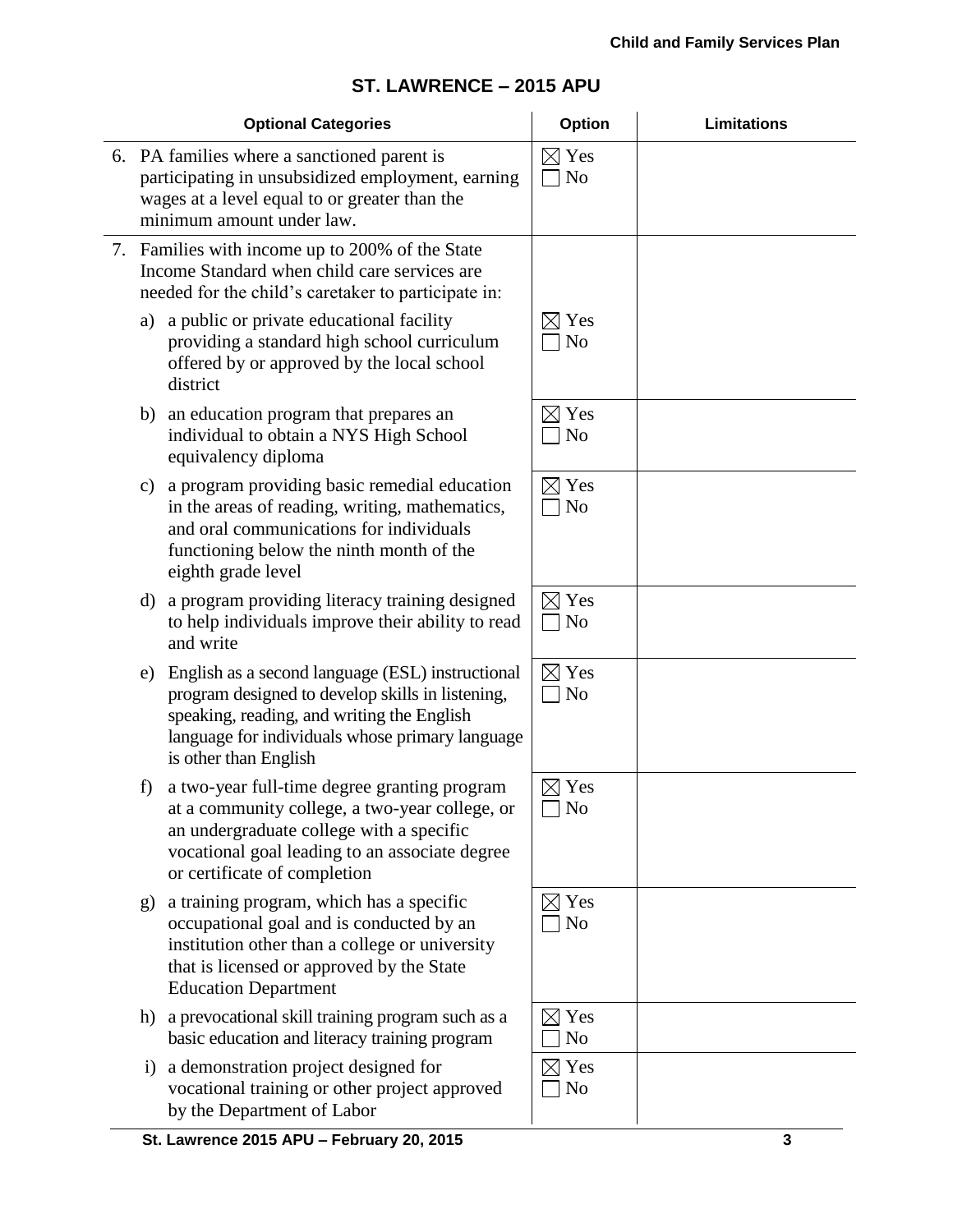## ST. LAWRENCE – 2015 APU

| Optional Categories | Option | Limitations |
|---|---|---|
| 6. PA families where a sanctioned parent is participating in unsubsidized employment, earning wages at a level equal to or greater than the minimum amount under law. | ☒ Yes ☐ No | |
| 7. Families with income up to 200% of the State Income Standard when child care services are needed for the child's caretaker to participate in: | | |
| a) a public or private educational facility providing a standard high school curriculum offered by or approved by the local school district | ☒ Yes ☐ No | |
| b) an education program that prepares an individual to obtain a NYS High School equivalency diploma | ☒ Yes ☐ No | |
| c) a program providing basic remedial education in the areas of reading, writing, mathematics, and oral communications for individuals functioning below the ninth month of the eighth grade level | ☒ Yes ☐ No | |
| d) a program providing literacy training designed to help individuals improve their ability to read and write | ☒ Yes ☐ No | |
| e) English as a second language (ESL) instructional program designed to develop skills in listening, speaking, reading, and writing the English language for individuals whose primary language is other than English | ☒ Yes ☐ No | |
| f) a two-year full-time degree granting program at a community college, a two-year college, or an undergraduate college with a specific vocational goal leading to an associate degree or certificate of completion | ☒ Yes ☐ No | |
| g) a training program, which has a specific occupational goal and is conducted by an institution other than a college or university that is licensed or approved by the State Education Department | ☒ Yes ☐ No | |
| h) a prevocational skill training program such as a basic education and literacy training program | ☒ Yes ☐ No | |
| i) a demonstration project designed for vocational training or other project approved by the Department of Labor | ☒ Yes ☐ No | |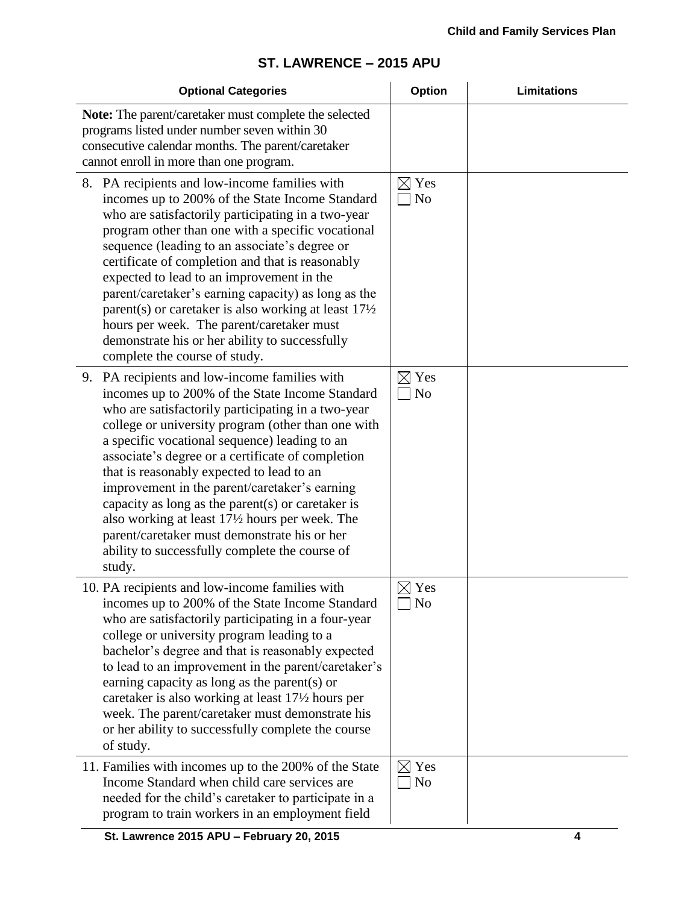## ST. LAWRENCE – 2015 APU

| Optional Categories | Option | Limitations |
|---|---|---|
| **Note:** The parent/caretaker must complete the selected programs listed under number seven within 30 consecutive calendar months. The parent/caretaker cannot enroll in more than one program. | | |
| 8. PA recipients and low-income families with incomes up to 200% of the State Income Standard who are satisfactorily participating in a two-year program other than one with a specific vocational sequence (leading to an associate's degree or certificate of completion and that is reasonably expected to lead to an improvement in the parent/caretaker's earning capacity) as long as the parent(s) or caretaker is also working at least 17½ hours per week. The parent/caretaker must demonstrate his or her ability to successfully complete the course of study. | ☒ Yes ☐ No | |
| 9. PA recipients and low-income families with incomes up to 200% of the State Income Standard who are satisfactorily participating in a two-year college or university program (other than one with a specific vocational sequence) leading to an associate's degree or a certificate of completion that is reasonably expected to lead to an improvement in the parent/caretaker's earning capacity as long as the parent(s) or caretaker is also working at least 17½ hours per week. The parent/caretaker must demonstrate his or her ability to successfully complete the course of study. | ☒ Yes ☐ No | |
| 10. PA recipients and low-income families with incomes up to 200% of the State Income Standard who are satisfactorily participating in a four-year college or university program leading to a bachelor's degree and that is reasonably expected to lead to an improvement in the parent/caretaker's earning capacity as long as the parent(s) or caretaker is also working at least 17½ hours per week. The parent/caretaker must demonstrate his or her ability to successfully complete the course of study. | ☒ Yes ☐ No | |
| 11. Families with incomes up to the 200% of the State Income Standard when child care services are needed for the child's caretaker to participate in a program to train workers in an employment field | ☒ Yes ☐ No | |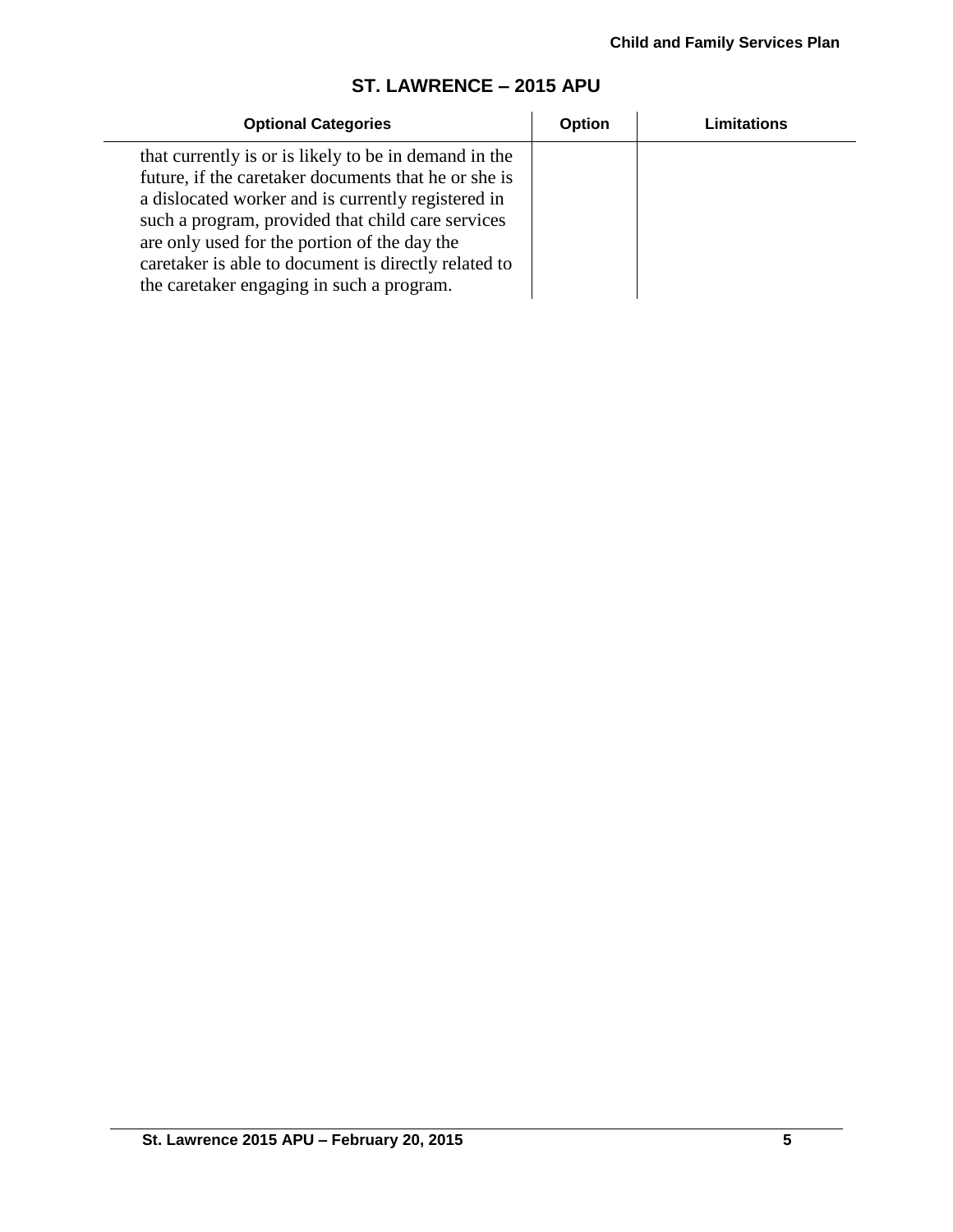## ST. LAWRENCE – 2015 APU

| Optional Categories | Option | Limitations |
|---|---|---|
| that currently is or is likely to be in demand in the future, if the caretaker documents that he or she is a dislocated worker and is currently registered in such a program, provided that child care services are only used for the portion of the day the caretaker is able to document is directly related to the caretaker engaging in such a program. | | |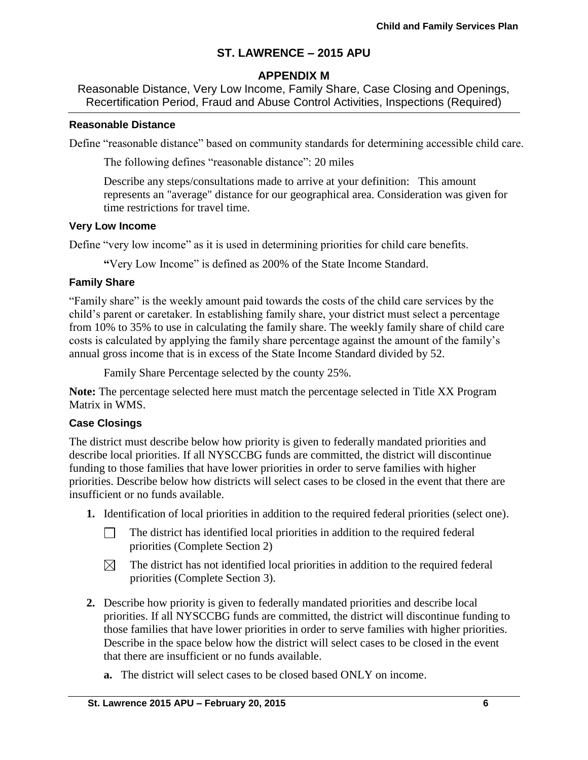# ST. LAWRENCE – 2015 APU

## APPENDIX M

Reasonable Distance, Very Low Income, Family Share, Case Closing and Openings, Recertification Period, Fraud and Abuse Control Activities, Inspections (Required)

### Reasonable Distance

Define "reasonable distance" based on community standards for determining accessible child care.

The following defines "reasonable distance": 20 miles

Describe any steps/consultations made to arrive at your definition: This amount represents an "average" distance for our geographical area. Consideration was given for time restrictions for travel time.

### Very Low Income

Define "very low income" as it is used in determining priorities for child care benefits.

**"**Very Low Income" is defined as 200% of the State Income Standard.

### Family Share

"Family share" is the weekly amount paid towards the costs of the child care services by the child's parent or caretaker. In establishing family share, your district must select a percentage from 10% to 35% to use in calculating the family share. The weekly family share of child care costs is calculated by applying the family share percentage against the amount of the family's annual gross income that is in excess of the State Income Standard divided by 52.

Family Share Percentage selected by the county 25%.

**Note:** The percentage selected here must match the percentage selected in Title XX Program Matrix in WMS.

### Case Closings

The district must describe below how priority is given to federally mandated priorities and describe local priorities. If all NYSCCBG funds are committed, the district will discontinue funding to those families that have lower priorities in order to serve families with higher priorities. Describe below how districts will select cases to be closed in the event that there are insufficient or no funds available.

**1.** Identification of local priorities in addition to the required federal priorities (select one).

- ☐ The district has identified local priorities in addition to the required federal priorities (Complete Section 2)
- ☒ The district has not identified local priorities in addition to the required federal priorities (Complete Section 3).

**2.** Describe how priority is given to federally mandated priorities and describe local priorities. If all NYSCCBG funds are committed, the district will discontinue funding to those families that have lower priorities in order to serve families with higher priorities. Describe in the space below how the district will select cases to be closed in the event that there are insufficient or no funds available.

**a.** The district will select cases to be closed based ONLY on income.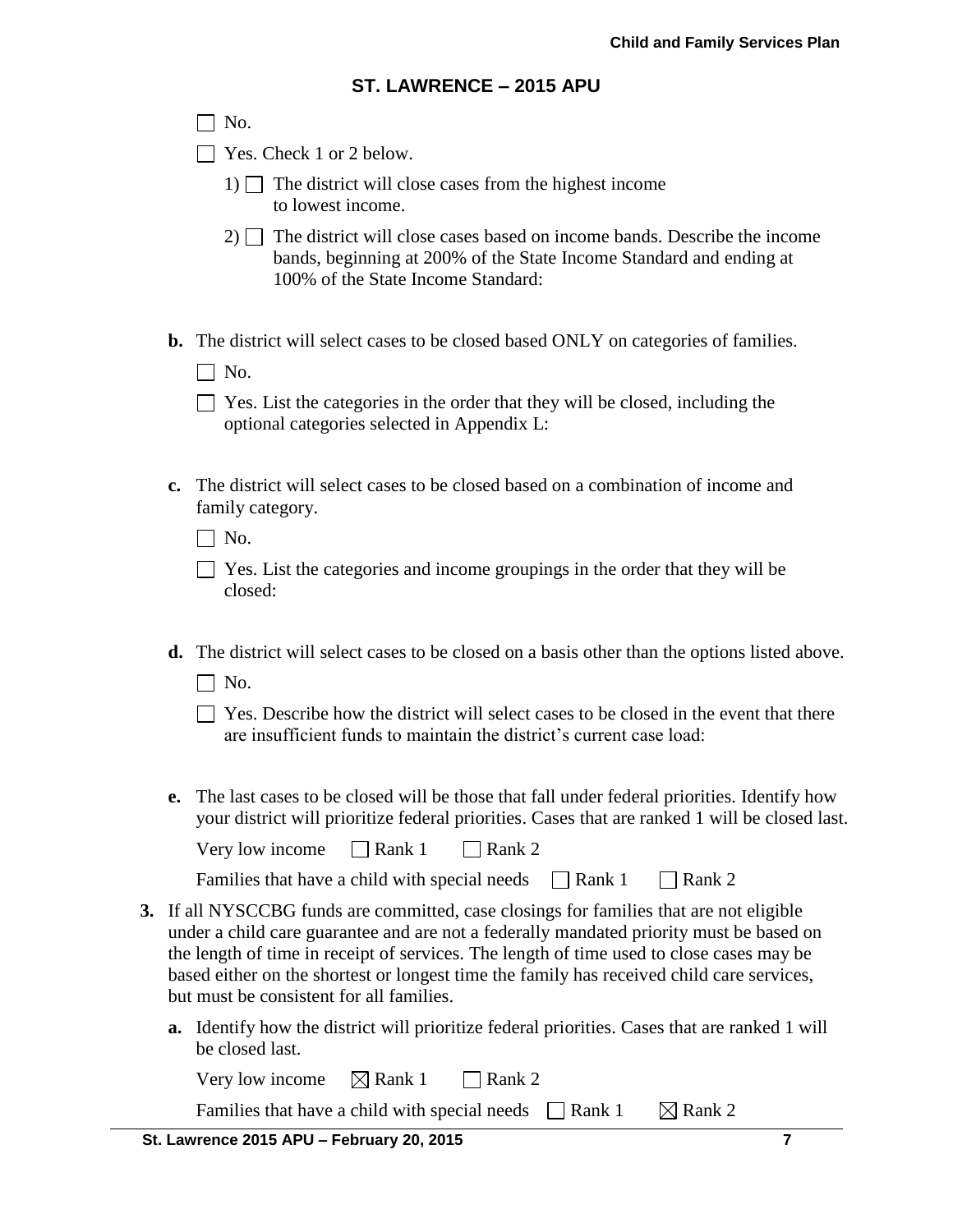## ST. LAWRENCE – 2015 APU

☐ No.

☐ Yes. Check 1 or 2 below.

1) ☐ The district will close cases from the highest income to lowest income.

2) ☐ The district will close cases based on income bands. Describe the income bands, beginning at 200% of the State Income Standard and ending at 100% of the State Income Standard:

**b.** The district will select cases to be closed based ONLY on categories of families.

☐ No.

☐ Yes. List the categories in the order that they will be closed, including the optional categories selected in Appendix L:

**c.** The district will select cases to be closed based on a combination of income and family category.

☐ No.

☐ Yes. List the categories and income groupings in the order that they will be closed:

**d.** The district will select cases to be closed on a basis other than the options listed above.

☐ No.

☐ Yes. Describe how the district will select cases to be closed in the event that there are insufficient funds to maintain the district's current case load:

**e.** The last cases to be closed will be those that fall under federal priorities. Identify how your district will prioritize federal priorities. Cases that are ranked 1 will be closed last.

Very low income ☐ Rank 1 ☐ Rank 2

Families that have a child with special needs ☐ Rank 1 ☐ Rank 2

**3.** If all NYSCCBG funds are committed, case closings for families that are not eligible under a child care guarantee and are not a federally mandated priority must be based on the length of time in receipt of services. The length of time used to close cases may be based either on the shortest or longest time the family has received child care services, but must be consistent for all families.

**a.** Identify how the district will prioritize federal priorities. Cases that are ranked 1 will be closed last.

Very low income ☒ Rank 1 ☐ Rank 2

Families that have a child with special needs ☐ Rank 1 ☒ Rank 2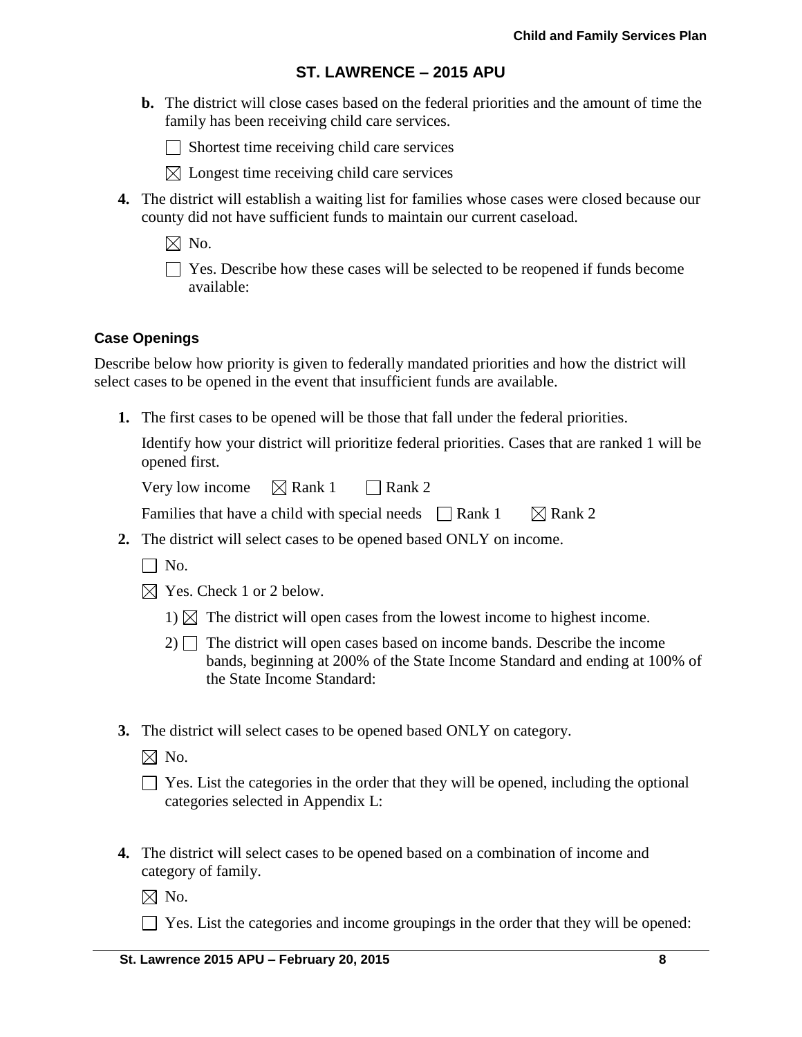**b.** The district will close cases based on the federal priorities and the amount of time the family has been receiving child care services.

☐ Shortest time receiving child care services

☒ Longest time receiving child care services

**4.** The district will establish a waiting list for families whose cases were closed because our county did not have sufficient funds to maintain our current caseload.

☒ No.

☐ Yes. Describe how these cases will be selected to be reopened if funds become available:

### Case Openings

Describe below how priority is given to federally mandated priorities and how the district will select cases to be opened in the event that insufficient funds are available.

**1.** The first cases to be opened will be those that fall under the federal priorities.

Identify how your district will prioritize federal priorities. Cases that are ranked 1 will be opened first.

Very low income ☒ Rank 1 ☐ Rank 2

Families that have a child with special needs ☐ Rank 1 ☒ Rank 2

**2.** The district will select cases to be opened based ONLY on income.

☐ No.

☒ Yes. Check 1 or 2 below.

1) ☒ The district will open cases from the lowest income to highest income.

2) ☐ The district will open cases based on income bands. Describe the income bands, beginning at 200% of the State Income Standard and ending at 100% of the State Income Standard:

**3.** The district will select cases to be opened based ONLY on category.

☒ No.

☐ Yes. List the categories in the order that they will be opened, including the optional categories selected in Appendix L:

**4.** The district will select cases to be opened based on a combination of income and category of family.

☒ No.

☐ Yes. List the categories and income groupings in the order that they will be opened: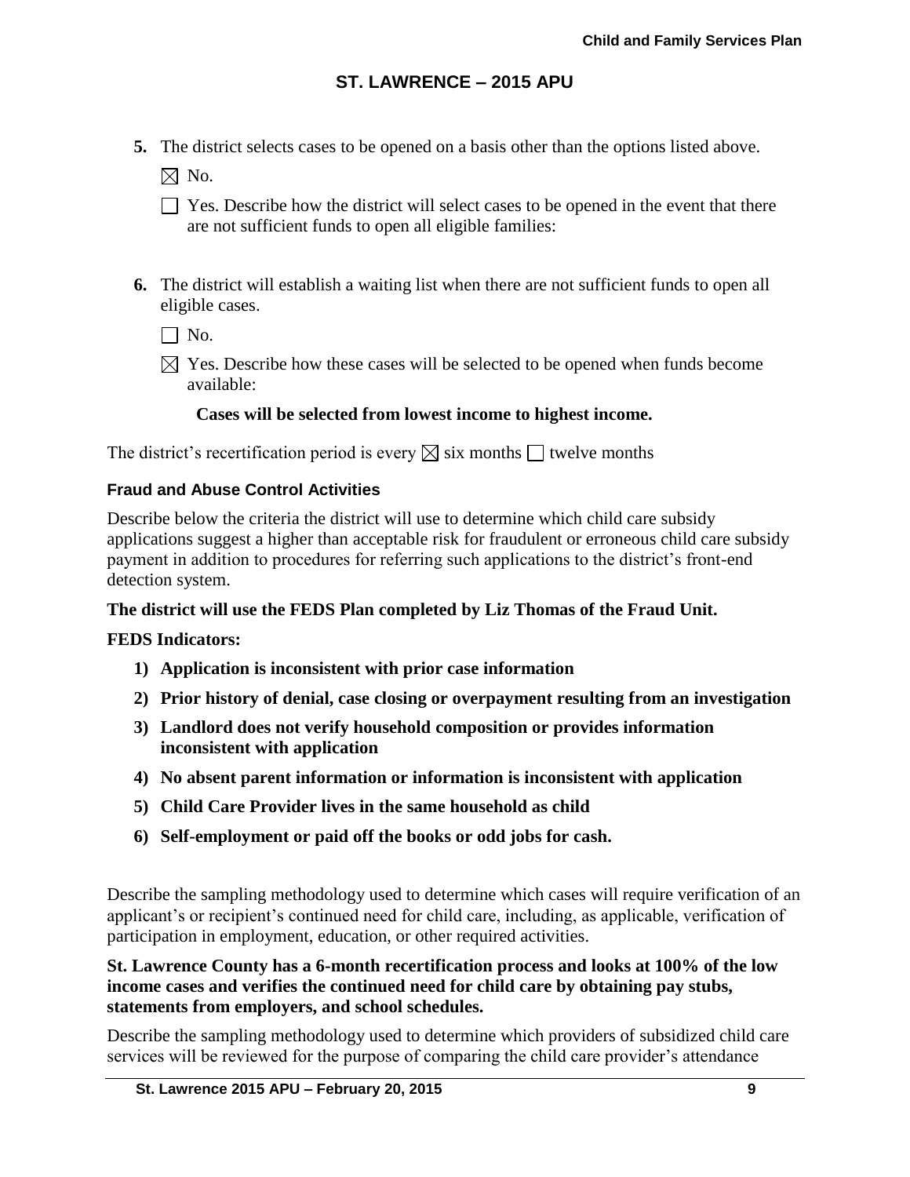5. The district selects cases to be opened on a basis other than the options listed above.

   ☒ No.

   ☐ Yes. Describe how the district will select cases to be opened in the event that there are not sufficient funds to open all eligible families:

6. The district will establish a waiting list when there are not sufficient funds to open all eligible cases.

   ☐ No.

   ☒ Yes. Describe how these cases will be selected to be opened when funds become available:

   **Cases will be selected from lowest income to highest income.**

The district's recertification period is every ☒ six months ☐ twelve months

### Fraud and Abuse Control Activities

Describe below the criteria the district will use to determine which child care subsidy applications suggest a higher than acceptable risk for fraudulent or erroneous child care subsidy payment in addition to procedures for referring such applications to the district's front-end detection system.

**The district will use the FEDS Plan completed by Liz Thomas of the Fraud Unit.**

**FEDS Indicators:**

1) **Application is inconsistent with prior case information**
2) **Prior history of denial, case closing or overpayment resulting from an investigation**
3) **Landlord does not verify household composition or provides information inconsistent with application**
4) **No absent parent information or information is inconsistent with application**
5) **Child Care Provider lives in the same household as child**
6) **Self-employment or paid off the books or odd jobs for cash.**

Describe the sampling methodology used to determine which cases will require verification of an applicant's or recipient's continued need for child care, including, as applicable, verification of participation in employment, education, or other required activities.

**St. Lawrence County has a 6-month recertification process and looks at 100% of the low income cases and verifies the continued need for child care by obtaining pay stubs, statements from employers, and school schedules.**

Describe the sampling methodology used to determine which providers of subsidized child care services will be reviewed for the purpose of comparing the child care provider's attendance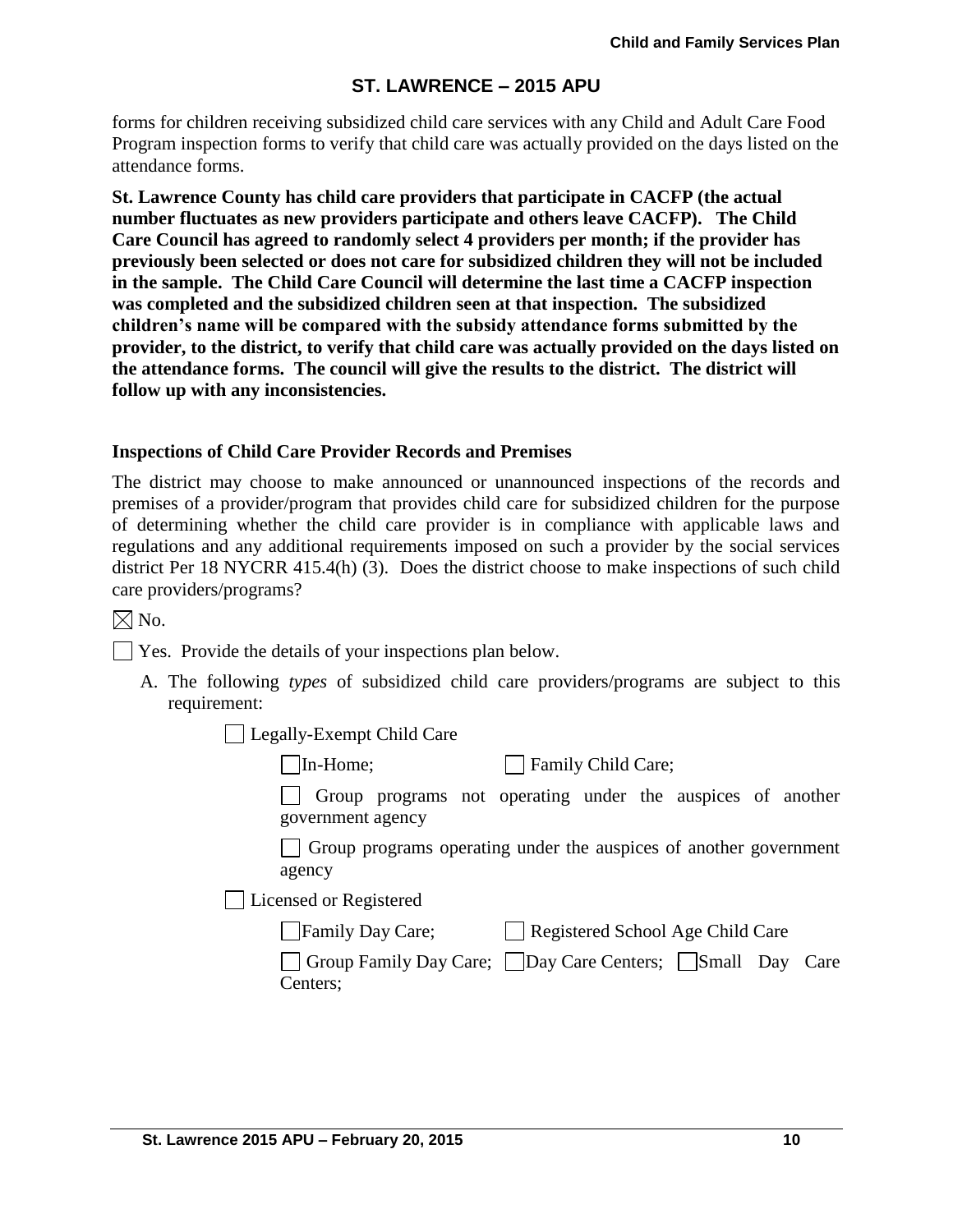forms for children receiving subsidized child care services with any Child and Adult Care Food Program inspection forms to verify that child care was actually provided on the days listed on the attendance forms.

**St. Lawrence County has child care providers that participate in CACFP (the actual number fluctuates as new providers participate and others leave CACFP). The Child Care Council has agreed to randomly select 4 providers per month; if the provider has previously been selected or does not care for subsidized children they will not be included in the sample. The Child Care Council will determine the last time a CACFP inspection was completed and the subsidized children seen at that inspection. The subsidized children's name will be compared with the subsidy attendance forms submitted by the provider, to the district, to verify that child care was actually provided on the days listed on the attendance forms. The council will give the results to the district. The district will follow up with any inconsistencies.**

### Inspections of Child Care Provider Records and Premises

The district may choose to make announced or unannounced inspections of the records and premises of a provider/program that provides child care for subsidized children for the purpose of determining whether the child care provider is in compliance with applicable laws and regulations and any additional requirements imposed on such a provider by the social services district Per 18 NYCRR 415.4(h) (3). Does the district choose to make inspections of such child care providers/programs?

☒ No.

☐ Yes. Provide the details of your inspections plan below.

A. The following *types* of subsidized child care providers/programs are subject to this requirement:

☐ Legally-Exempt Child Care

☐ In-Home; ☐ Family Child Care;

☐ Group programs not operating under the auspices of another government agency

☐ Group programs operating under the auspices of another government agency

☐ Licensed or Registered

☐ Family Day Care; ☐ Registered School Age Child Care

☐ Group Family Day Care; ☐ Day Care Centers; ☐ Small Day Care Centers;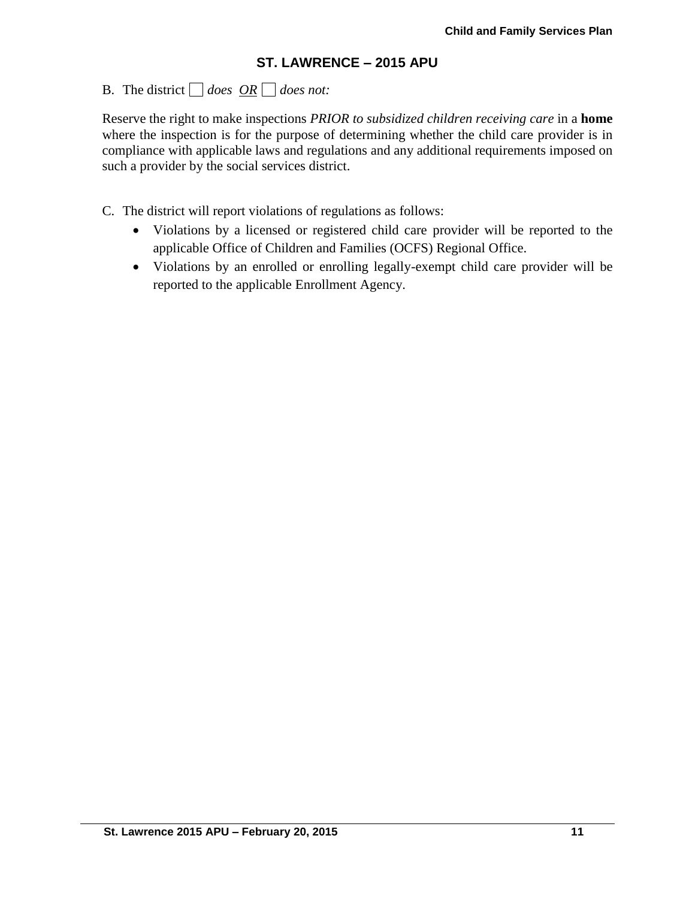## ST. LAWRENCE – 2015 APU

B. The district ☐ *does* <u>*OR*</u> ☐ *does not:*

Reserve the right to make inspections *PRIOR to subsidized children receiving care* in a **home** where the inspection is for the purpose of determining whether the child care provider is in compliance with applicable laws and regulations and any additional requirements imposed on such a provider by the social services district.

C. The district will report violations of regulations as follows:

- Violations by a licensed or registered child care provider will be reported to the applicable Office of Children and Families (OCFS) Regional Office.
- Violations by an enrolled or enrolling legally-exempt child care provider will be reported to the applicable Enrollment Agency.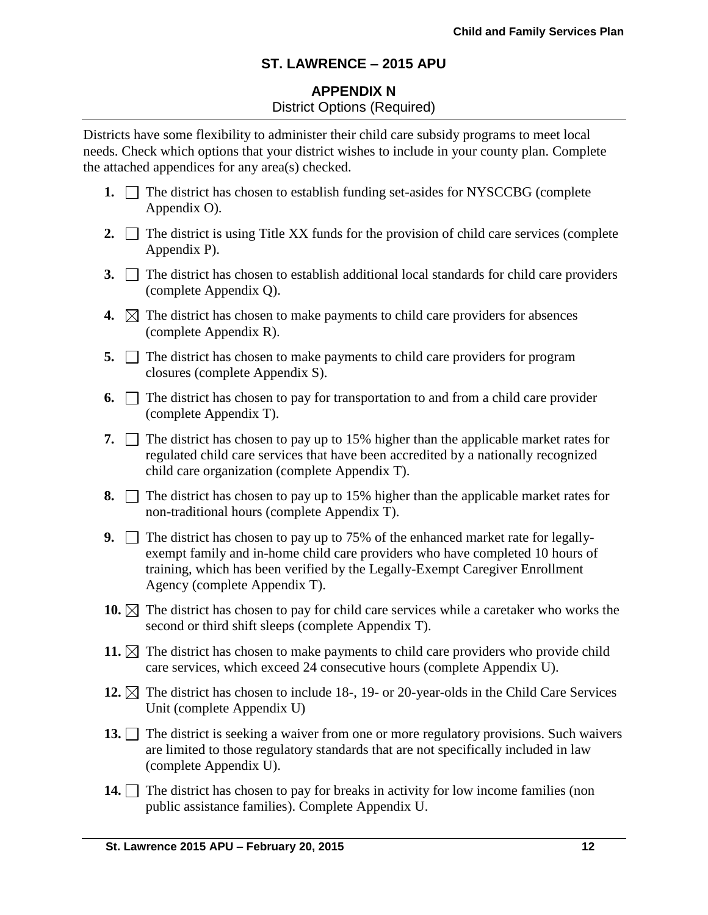## ST. LAWRENCE – 2015 APU

### APPENDIX N

District Options (Required)

Districts have some flexibility to administer their child care subsidy programs to meet local needs. Check which options that your district wishes to include in your county plan. Complete the attached appendices for any area(s) checked.

1. ☐ The district has chosen to establish funding set-asides for NYSCCBG (complete Appendix O).
2. ☐ The district is using Title XX funds for the provision of child care services (complete Appendix P).
3. ☐ The district has chosen to establish additional local standards for child care providers (complete Appendix Q).
4. ☒ The district has chosen to make payments to child care providers for absences (complete Appendix R).
5. ☐ The district has chosen to make payments to child care providers for program closures (complete Appendix S).
6. ☐ The district has chosen to pay for transportation to and from a child care provider (complete Appendix T).
7. ☐ The district has chosen to pay up to 15% higher than the applicable market rates for regulated child care services that have been accredited by a nationally recognized child care organization (complete Appendix T).
8. ☐ The district has chosen to pay up to 15% higher than the applicable market rates for non-traditional hours (complete Appendix T).
9. ☐ The district has chosen to pay up to 75% of the enhanced market rate for legally-exempt family and in-home child care providers who have completed 10 hours of training, which has been verified by the Legally-Exempt Caregiver Enrollment Agency (complete Appendix T).
10. ☒ The district has chosen to pay for child care services while a caretaker who works the second or third shift sleeps (complete Appendix T).
11. ☒ The district has chosen to make payments to child care providers who provide child care services, which exceed 24 consecutive hours (complete Appendix U).
12. ☒ The district has chosen to include 18-, 19- or 20-year-olds in the Child Care Services Unit (complete Appendix U)
13. ☐ The district is seeking a waiver from one or more regulatory provisions. Such waivers are limited to those regulatory standards that are not specifically included in law (complete Appendix U).
14. ☐ The district has chosen to pay for breaks in activity for low income families (non public assistance families). Complete Appendix U.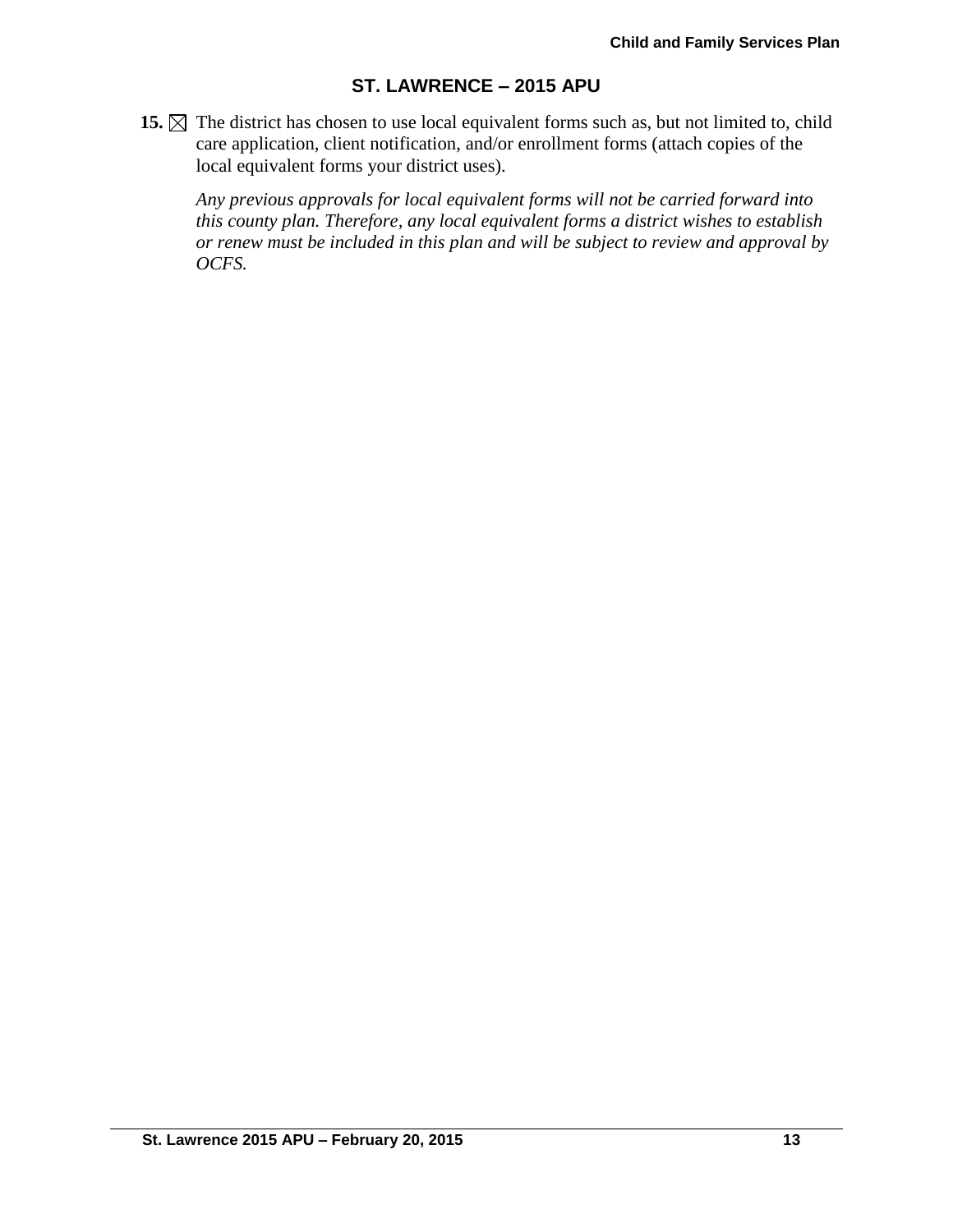## ST. LAWRENCE – 2015 APU

**15.** ☒ The district has chosen to use local equivalent forms such as, but not limited to, child care application, client notification, and/or enrollment forms (attach copies of the local equivalent forms your district uses).

*Any previous approvals for local equivalent forms will not be carried forward into this county plan. Therefore, any local equivalent forms a district wishes to establish or renew must be included in this plan and will be subject to review and approval by OCFS.*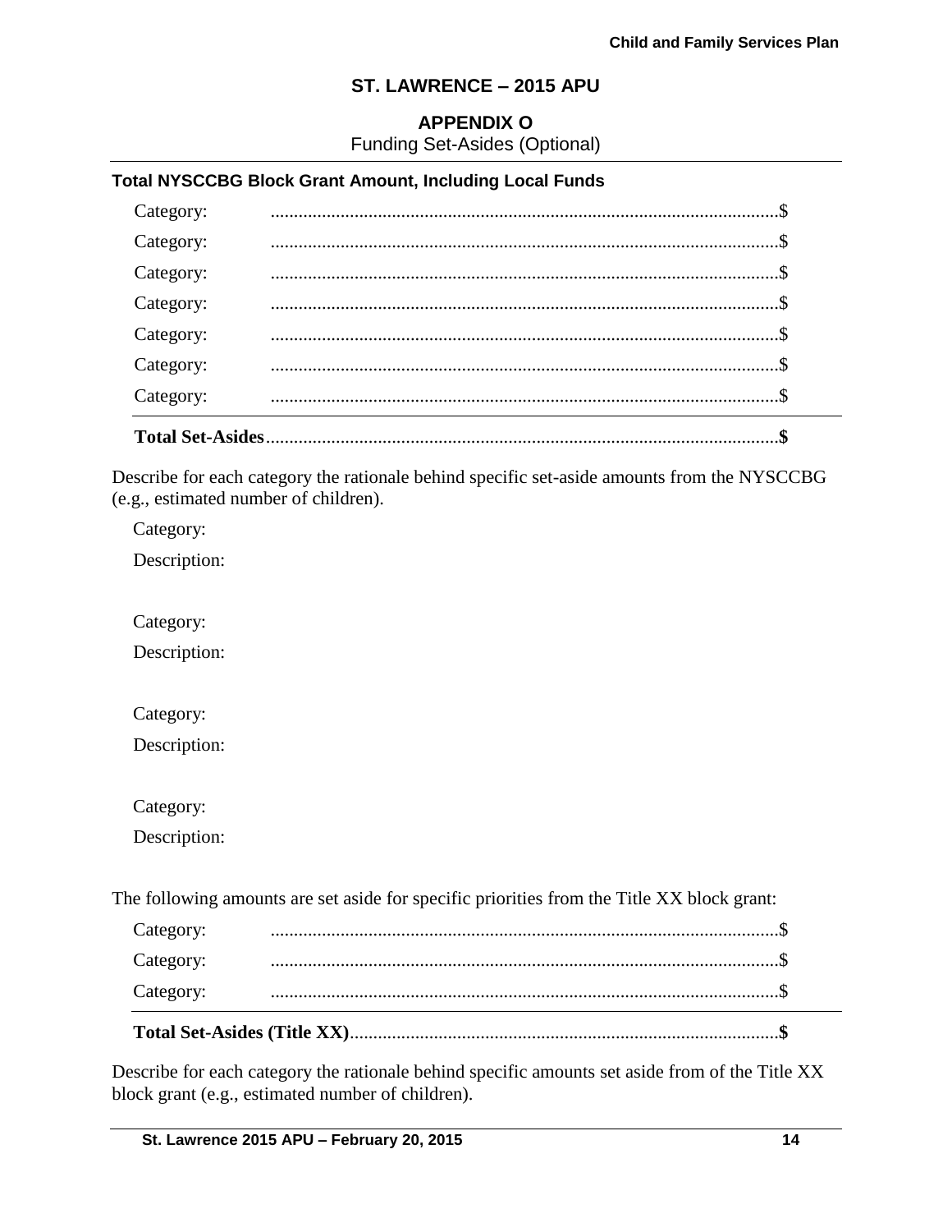## ST. LAWRENCE – 2015 APU

### APPENDIX O

Funding Set-Asides (Optional)

**Total NYSCCBG Block Grant Amount, Including Local Funds**

Category: ............................................................................................................$

Category: ............................................................................................................$

Category: ............................................................................................................$

Category: ............................................................................................................$

Category: ............................................................................................................$

Category: ............................................................................................................$

Category: ............................................................................................................$

**Total Set-Asides**..............................................................................................................**$**

Describe for each category the rationale behind specific set-aside amounts from the NYSCCBG (e.g., estimated number of children).

Category:

Description:

Category:

Description:

Category:

Description:

Category:

Description:

The following amounts are set aside for specific priorities from the Title XX block grant:

Category: ............................................................................................................$

Category: ............................................................................................................$

Category: ............................................................................................................$

**Total Set-Asides (Title XX)**...........................................................................................**$**

Describe for each category the rationale behind specific amounts set aside from of the Title XX block grant (e.g., estimated number of children).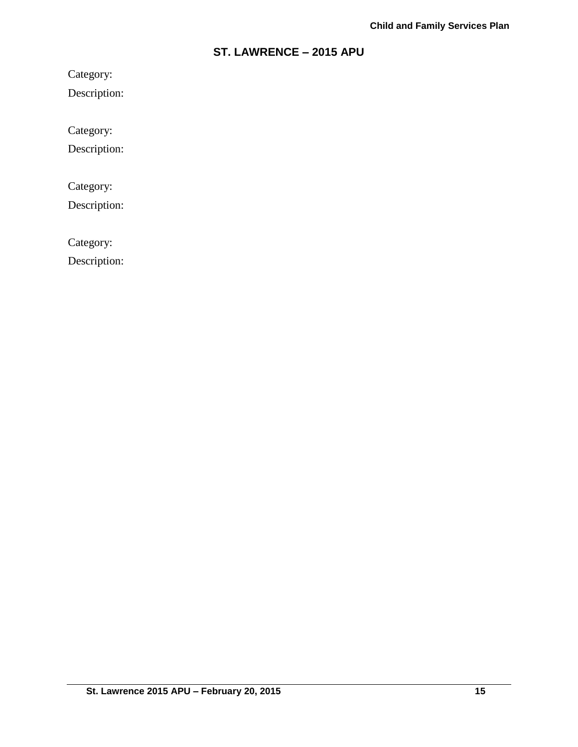## ST. LAWRENCE – 2015 APU

Category:

Description:

Category:

Description:

Category:

Description:

Category:

Description: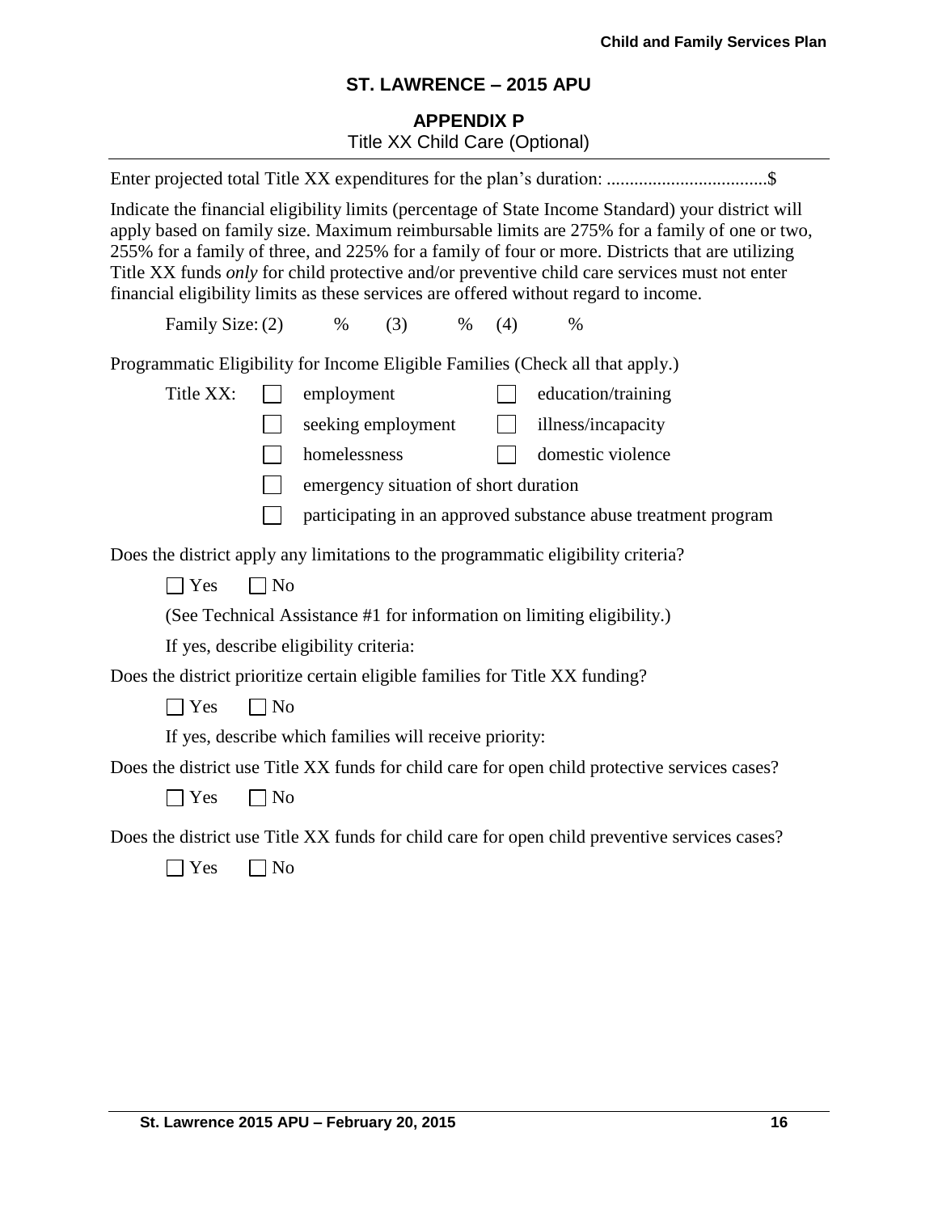## ST. LAWRENCE – 2015 APU

### APPENDIX P

Title XX Child Care (Optional)

Enter projected total Title XX expenditures for the plan's duration: ..................................$

Indicate the financial eligibility limits (percentage of State Income Standard) your district will apply based on family size. Maximum reimbursable limits are 275% for a family of one or two, 255% for a family of three, and 225% for a family of four or more. Districts that are utilizing Title XX funds *only* for child protective and/or preventive child care services must not enter financial eligibility limits as these services are offered without regard to income.

Family Size: (2) % (3) % (4) %

Programmatic Eligibility for Income Eligible Families (Check all that apply.)

Title XX:

- ☐ employment
- ☐ education/training
- ☐ seeking employment
- ☐ illness/incapacity
- ☐ homelessness
- ☐ domestic violence
- ☐ emergency situation of short duration
- ☐ participating in an approved substance abuse treatment program

Does the district apply any limitations to the programmatic eligibility criteria?

☐ Yes ☐ No

(See Technical Assistance #1 for information on limiting eligibility.)

If yes, describe eligibility criteria:

Does the district prioritize certain eligible families for Title XX funding?

☐ Yes ☐ No

If yes, describe which families will receive priority:

Does the district use Title XX funds for child care for open child protective services cases?

☐ Yes ☐ No

Does the district use Title XX funds for child care for open child preventive services cases?

☐ Yes ☐ No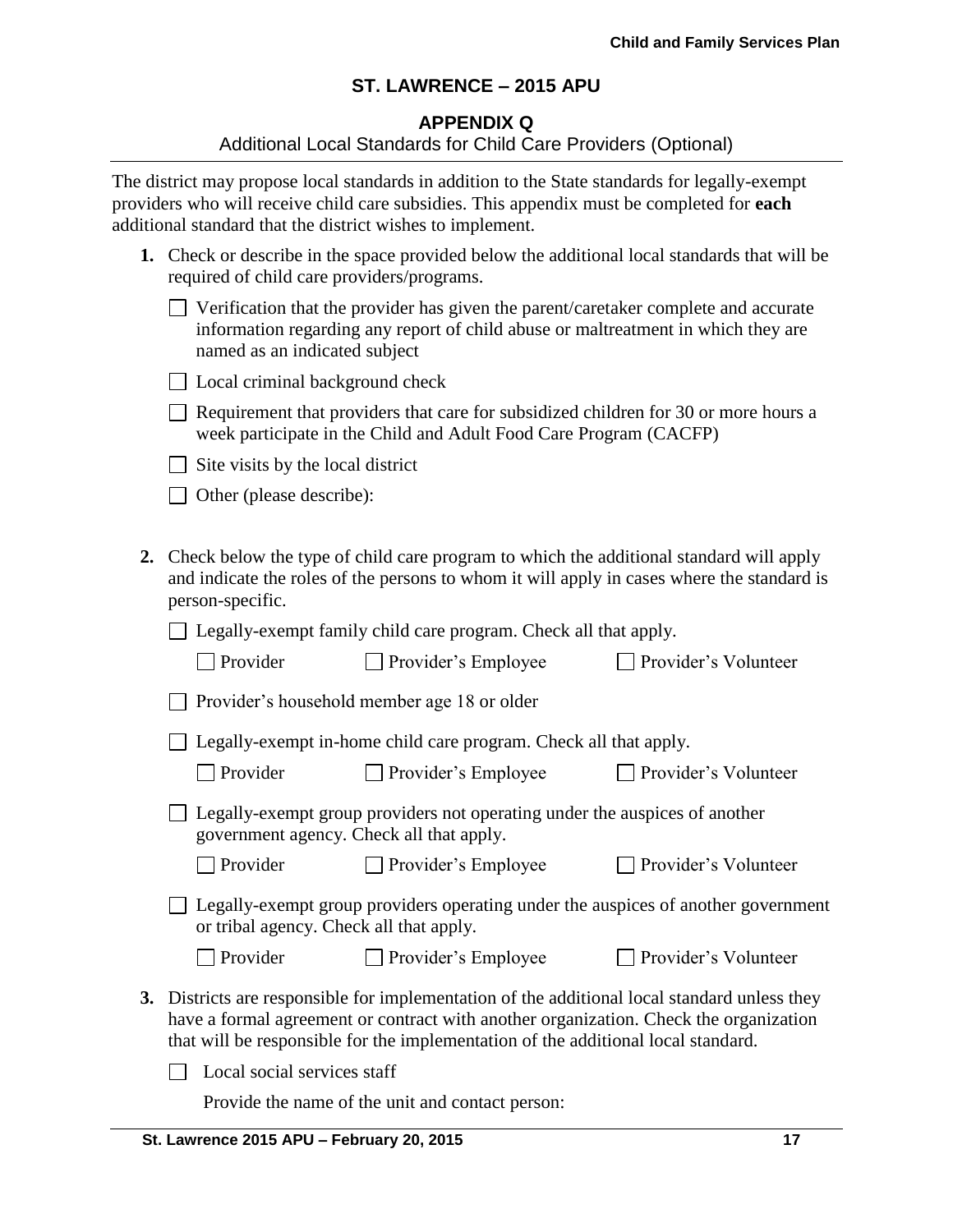## ST. LAWRENCE – 2015 APU

### APPENDIX Q

Additional Local Standards for Child Care Providers (Optional)

The district may propose local standards in addition to the State standards for legally-exempt providers who will receive child care subsidies. This appendix must be completed for **each** additional standard that the district wishes to implement.

1. Check or describe in the space provided below the additional local standards that will be required of child care providers/programs.

   ☐ Verification that the provider has given the parent/caretaker complete and accurate information regarding any report of child abuse or maltreatment in which they are named as an indicated subject

   ☐ Local criminal background check

   ☐ Requirement that providers that care for subsidized children for 30 or more hours a week participate in the Child and Adult Food Care Program (CACFP)

   ☐ Site visits by the local district

   ☐ Other (please describe):

2. Check below the type of child care program to which the additional standard will apply and indicate the roles of the persons to whom it will apply in cases where the standard is person-specific.

   ☐ Legally-exempt family child care program. Check all that apply.

   ☐ Provider ☐ Provider's Employee ☐ Provider's Volunteer

   ☐ Provider's household member age 18 or older

   ☐ Legally-exempt in-home child care program. Check all that apply.

   ☐ Provider ☐ Provider's Employee ☐ Provider's Volunteer

   ☐ Legally-exempt group providers not operating under the auspices of another government agency. Check all that apply.

   ☐ Provider ☐ Provider's Employee ☐ Provider's Volunteer

   ☐ Legally-exempt group providers operating under the auspices of another government or tribal agency. Check all that apply.

   ☐ Provider ☐ Provider's Employee ☐ Provider's Volunteer

3. Districts are responsible for implementation of the additional local standard unless they have a formal agreement or contract with another organization. Check the organization that will be responsible for the implementation of the additional local standard.

   ☐ Local social services staff

   Provide the name of the unit and contact person: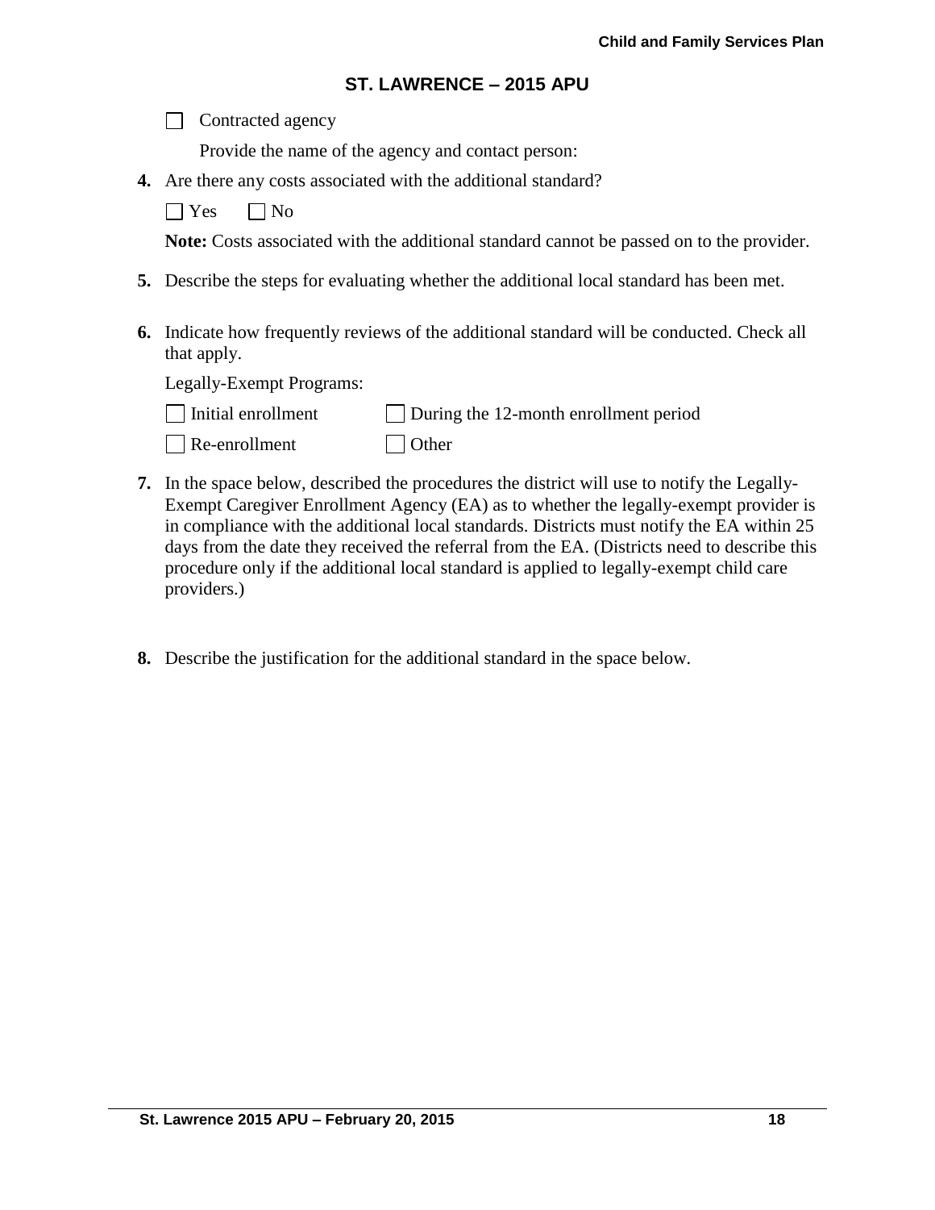## ST. LAWRENCE – 2015 APU

☐ Contracted agency

Provide the name of the agency and contact person:

**4.** Are there any costs associated with the additional standard?

☐ Yes ☐ No

**Note:** Costs associated with the additional standard cannot be passed on to the provider.

**5.** Describe the steps for evaluating whether the additional local standard has been met.

**6.** Indicate how frequently reviews of the additional standard will be conducted. Check all that apply.

Legally-Exempt Programs:

☐ Initial enrollment ☐ During the 12-month enrollment period

☐ Re-enrollment ☐ Other

**7.** In the space below, described the procedures the district will use to notify the Legally-Exempt Caregiver Enrollment Agency (EA) as to whether the legally-exempt provider is in compliance with the additional local standards. Districts must notify the EA within 25 days from the date they received the referral from the EA. (Districts need to describe this procedure only if the additional local standard is applied to legally-exempt child care providers.)

**8.** Describe the justification for the additional standard in the space below.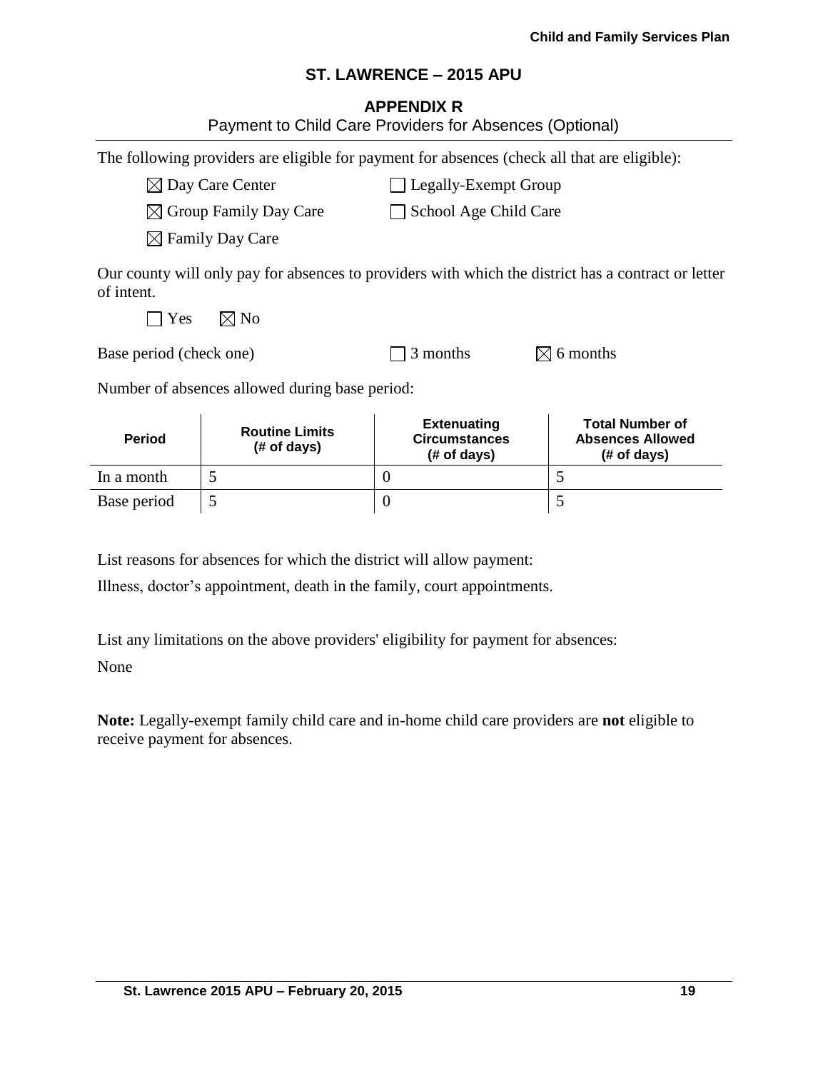## ST. LAWRENCE – 2015 APU

### APPENDIX R

Payment to Child Care Providers for Absences (Optional)

The following providers are eligible for payment for absences (check all that are eligible):

- ☒ Day Care Center
- ☐ Legally-Exempt Group
- ☒ Group Family Day Care
- ☐ School Age Child Care
- ☒ Family Day Care

Our county will only pay for absences to providers with which the district has a contract or letter of intent.

☐ Yes ☒ No

Base period (check one) ☐ 3 months ☒ 6 months

Number of absences allowed during base period:

| Period | Routine Limits (# of days) | Extenuating Circumstances (# of days) | Total Number of Absences Allowed (# of days) |
|---|---|---|---|
| In a month | 5 | 0 | 5 |
| Base period | 5 | 0 | 5 |

List reasons for absences for which the district will allow payment:

Illness, doctor's appointment, death in the family, court appointments.

List any limitations on the above providers' eligibility for payment for absences:

None

**Note:** Legally-exempt family child care and in-home child care providers are **not** eligible to receive payment for absences.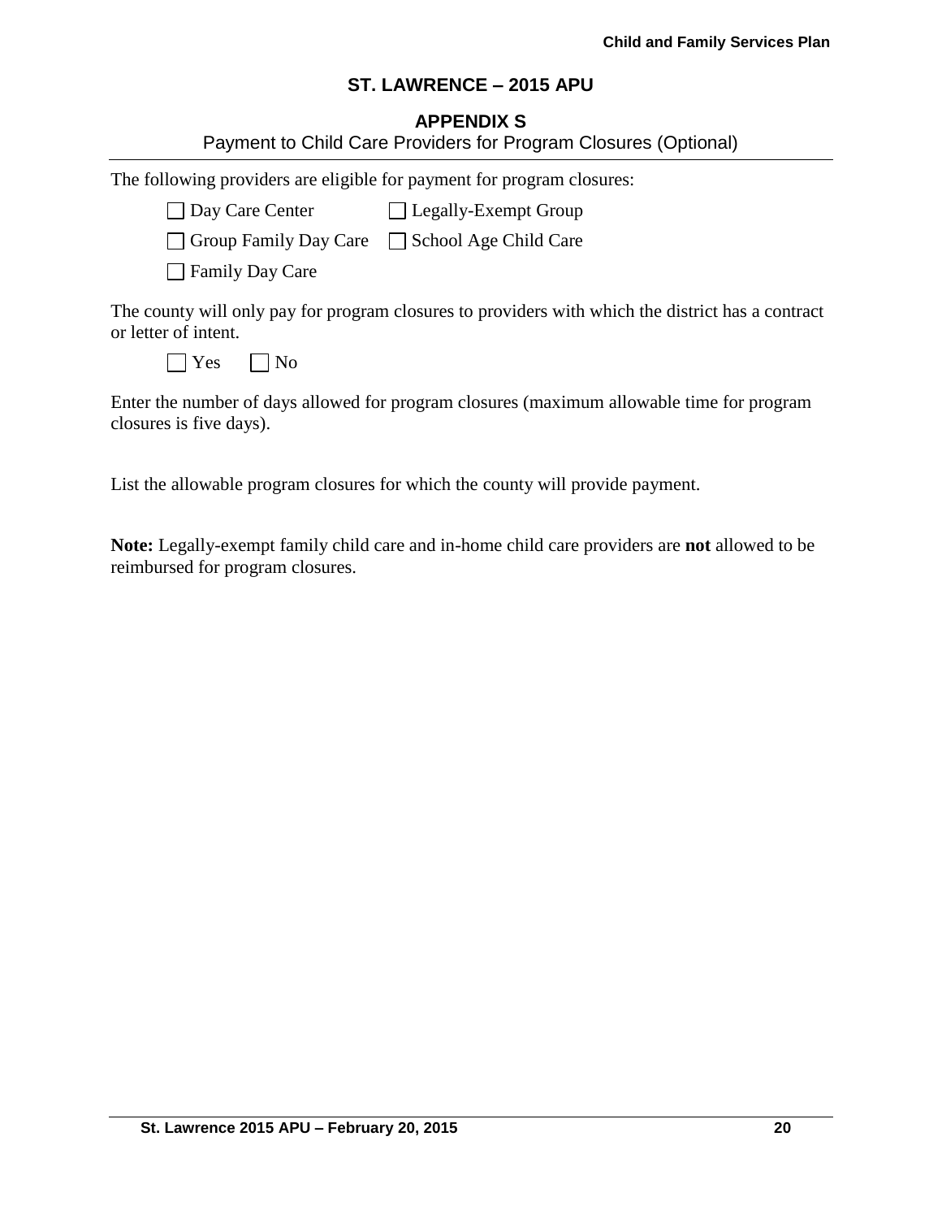## ST. LAWRENCE – 2015 APU

### APPENDIX S

Payment to Child Care Providers for Program Closures (Optional)

The following providers are eligible for payment for program closures:

- ☐ Day Care Center
- ☐ Legally-Exempt Group
- ☐ Group Family Day Care
- ☐ School Age Child Care
- ☐ Family Day Care

The county will only pay for program closures to providers with which the district has a contract or letter of intent.

☐ Yes ☐ No

Enter the number of days allowed for program closures (maximum allowable time for program closures is five days).

List the allowable program closures for which the county will provide payment.

**Note:** Legally-exempt family child care and in-home child care providers are **not** allowed to be reimbursed for program closures.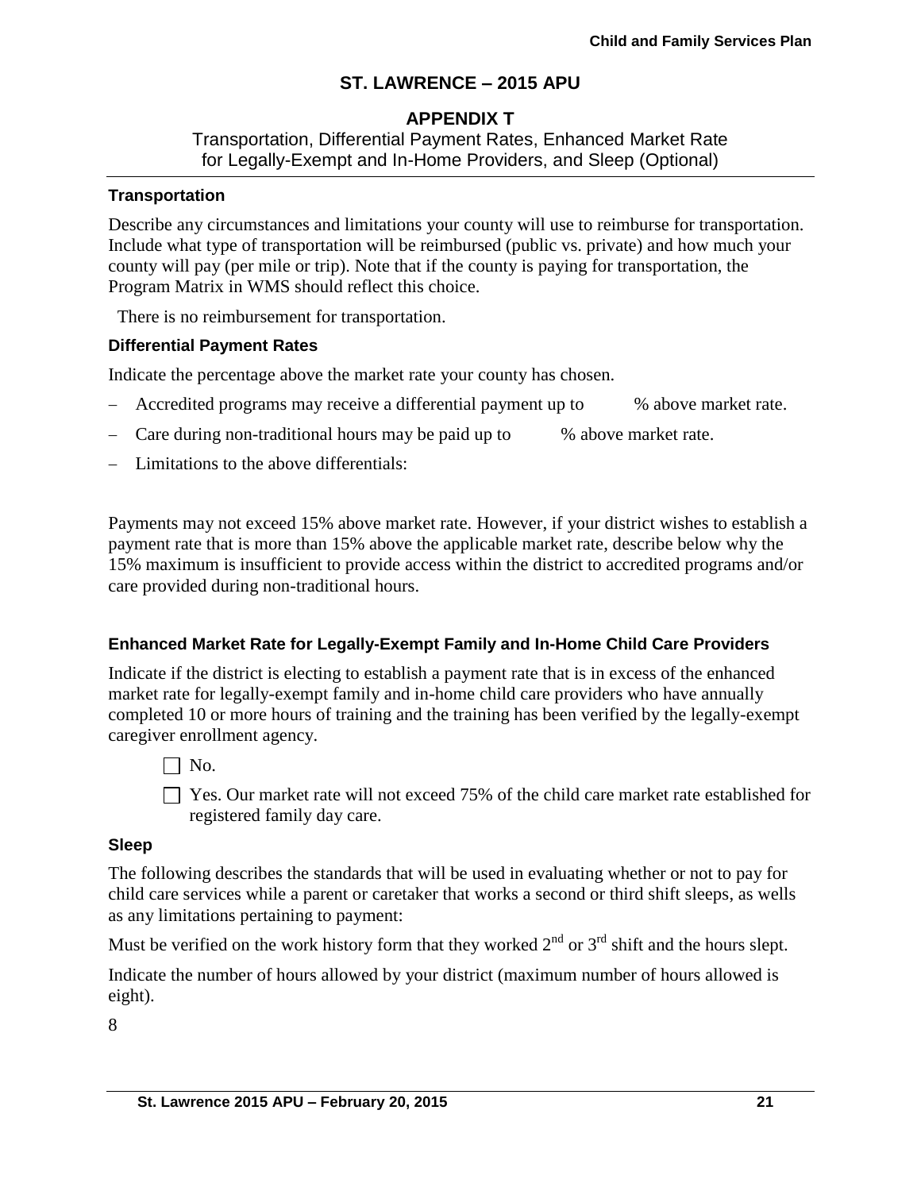# ST. LAWRENCE – 2015 APU

## APPENDIX T

Transportation, Differential Payment Rates, Enhanced Market Rate for Legally-Exempt and In-Home Providers, and Sleep (Optional)

### Transportation

Describe any circumstances and limitations your county will use to reimburse for transportation. Include what type of transportation will be reimbursed (public vs. private) and how much your county will pay (per mile or trip). Note that if the county is paying for transportation, the Program Matrix in WMS should reflect this choice.

There is no reimbursement for transportation.

### Differential Payment Rates

Indicate the percentage above the market rate your county has chosen.

- Accredited programs may receive a differential payment up to % above market rate.
- Care during non-traditional hours may be paid up to % above market rate.
- Limitations to the above differentials:

Payments may not exceed 15% above market rate. However, if your district wishes to establish a payment rate that is more than 15% above the applicable market rate, describe below why the 15% maximum is insufficient to provide access within the district to accredited programs and/or care provided during non-traditional hours.

### Enhanced Market Rate for Legally-Exempt Family and In-Home Child Care Providers

Indicate if the district is electing to establish a payment rate that is in excess of the enhanced market rate for legally-exempt family and in-home child care providers who have annually completed 10 or more hours of training and the training has been verified by the legally-exempt caregiver enrollment agency.

☐ No.

☐ Yes. Our market rate will not exceed 75% of the child care market rate established for registered family day care.

### Sleep

The following describes the standards that will be used in evaluating whether or not to pay for child care services while a parent or caretaker that works a second or third shift sleeps, as wells as any limitations pertaining to payment:

Must be verified on the work history form that they worked 2nd or 3rd shift and the hours slept.

Indicate the number of hours allowed by your district (maximum number of hours allowed is eight).

8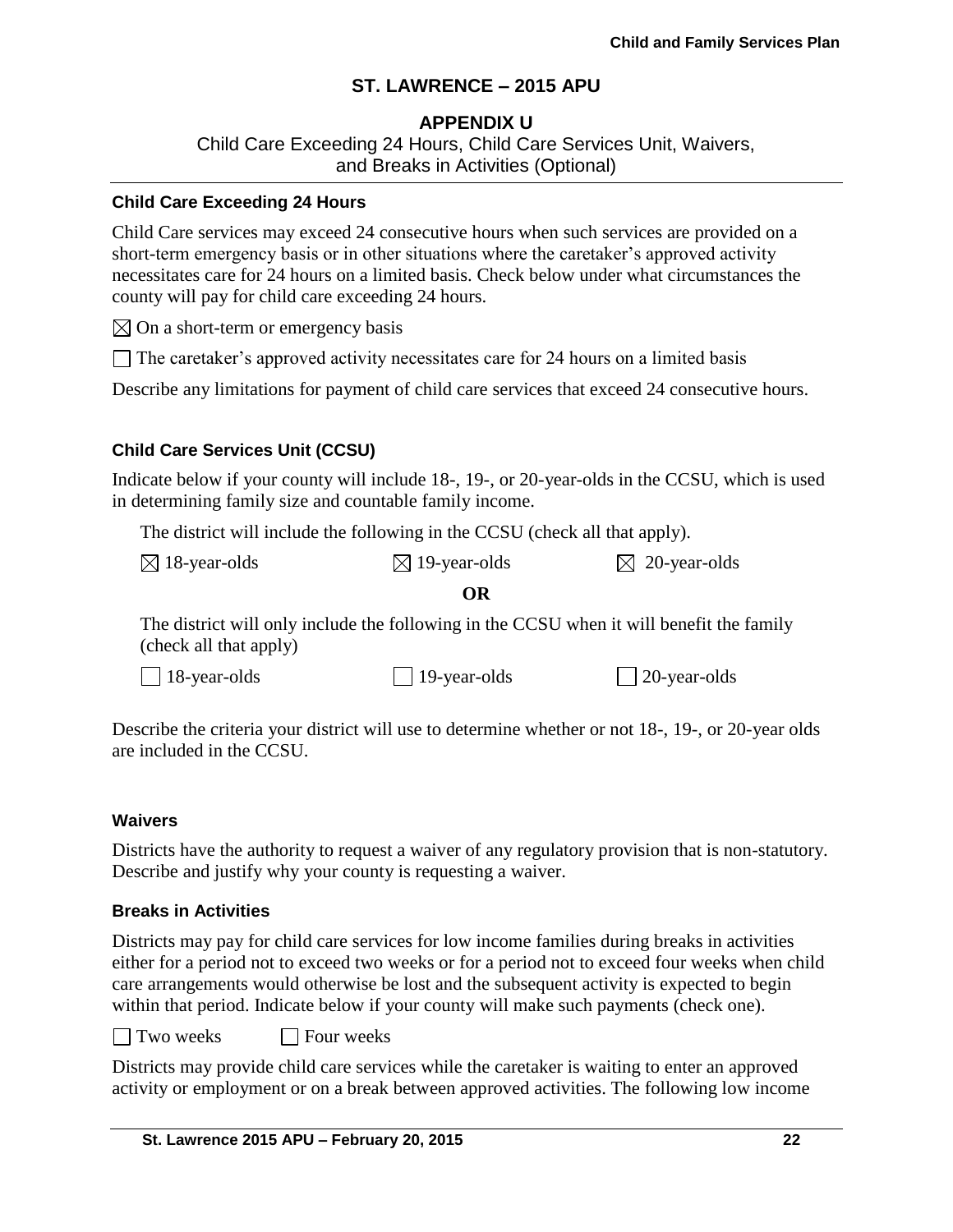## ST. LAWRENCE – 2015 APU

### APPENDIX U

Child Care Exceeding 24 Hours, Child Care Services Unit, Waivers, and Breaks in Activities (Optional)

**Child Care Exceeding 24 Hours**

Child Care services may exceed 24 consecutive hours when such services are provided on a short-term emergency basis or in other situations where the caretaker's approved activity necessitates care for 24 hours on a limited basis. Check below under what circumstances the county will pay for child care exceeding 24 hours.

☒ On a short-term or emergency basis

☐ The caretaker's approved activity necessitates care for 24 hours on a limited basis

Describe any limitations for payment of child care services that exceed 24 consecutive hours.

**Child Care Services Unit (CCSU)**

Indicate below if your county will include 18-, 19-, or 20-year-olds in the CCSU, which is used in determining family size and countable family income.

The district will include the following in the CCSU (check all that apply).

☒ 18-year-olds ☒ 19-year-olds ☒ 20-year-olds

**OR**

The district will only include the following in the CCSU when it will benefit the family (check all that apply)

☐ 18-year-olds ☐ 19-year-olds ☐ 20-year-olds

Describe the criteria your district will use to determine whether or not 18-, 19-, or 20-year olds are included in the CCSU.

**Waivers**

Districts have the authority to request a waiver of any regulatory provision that is non-statutory. Describe and justify why your county is requesting a waiver.

**Breaks in Activities**

Districts may pay for child care services for low income families during breaks in activities either for a period not to exceed two weeks or for a period not to exceed four weeks when child care arrangements would otherwise be lost and the subsequent activity is expected to begin within that period. Indicate below if your county will make such payments (check one).

☐ Two weeks ☐ Four weeks

Districts may provide child care services while the caretaker is waiting to enter an approved activity or employment or on a break between approved activities. The following low income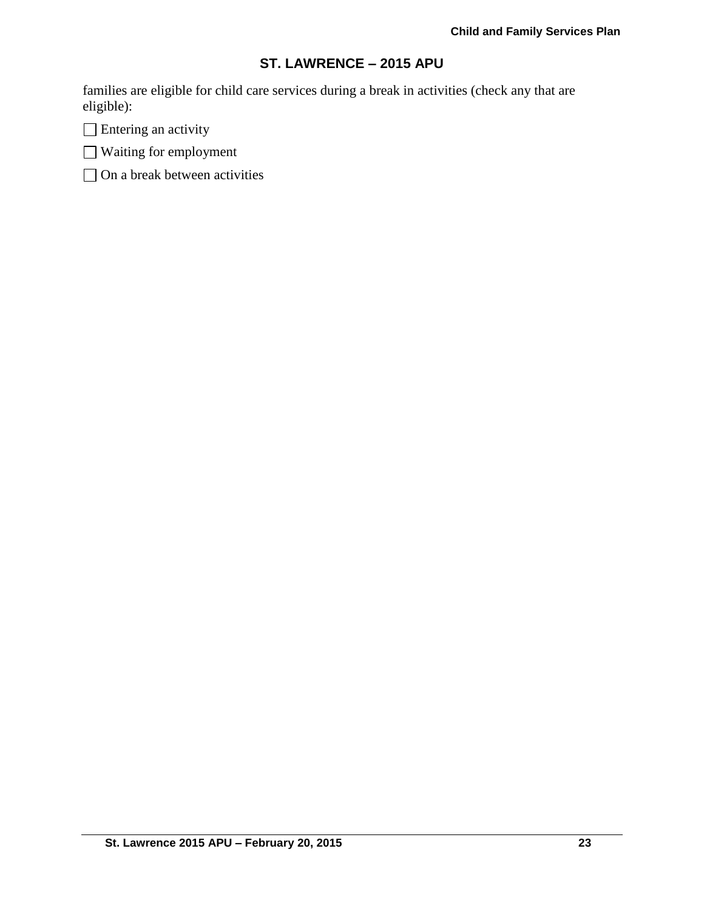families are eligible for child care services during a break in activities (check any that are eligible):

- [ ] Entering an activity
- [ ] Waiting for employment
- [ ] On a break between activities